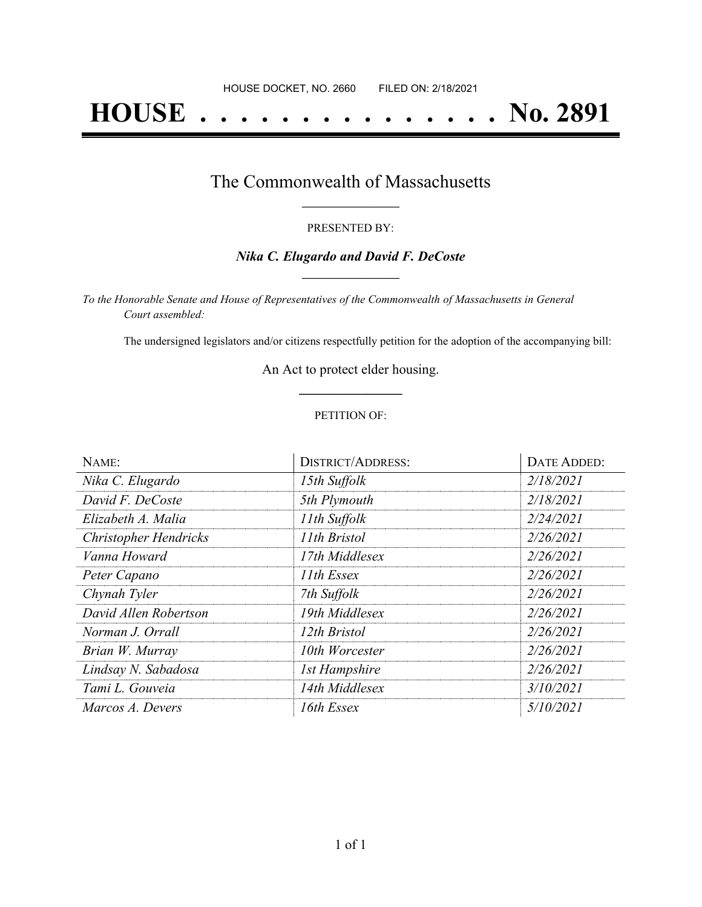HOUSE DOCKET, NO. 2660        FILED ON: 2/18/2021

# HOUSE . . . . . . . . . . . . . . . No. 2891

## The Commonwealth of Massachusetts

PRESENTED BY:

***Nika C. Elugardo and David F. DeCoste***

*To the Honorable Senate and House of Representatives of the Commonwealth of Massachusetts in General Court assembled:*

The undersigned legislators and/or citizens respectfully petition for the adoption of the accompanying bill:

An Act to protect elder housing.

PETITION OF:

| NAME: | DISTRICT/ADDRESS: | DATE ADDED: |
|---|---|---|
| *Nika C. Elugardo* | *15th Suffolk* | *2/18/2021* |
| *David F. DeCoste* | *5th Plymouth* | *2/18/2021* |
| *Elizabeth A. Malia* | *11th Suffolk* | *2/24/2021* |
| *Christopher Hendricks* | *11th Bristol* | *2/26/2021* |
| *Vanna Howard* | *17th Middlesex* | *2/26/2021* |
| *Peter Capano* | *11th Essex* | *2/26/2021* |
| *Chynah Tyler* | *7th Suffolk* | *2/26/2021* |
| *David Allen Robertson* | *19th Middlesex* | *2/26/2021* |
| *Norman J. Orrall* | *12th Bristol* | *2/26/2021* |
| *Brian W. Murray* | *10th Worcester* | *2/26/2021* |
| *Lindsay N. Sabadosa* | *1st Hampshire* | *2/26/2021* |
| *Tami L. Gouveia* | *14th Middlesex* | *3/10/2021* |
| *Marcos A. Devers* | *16th Essex* | *5/10/2021* |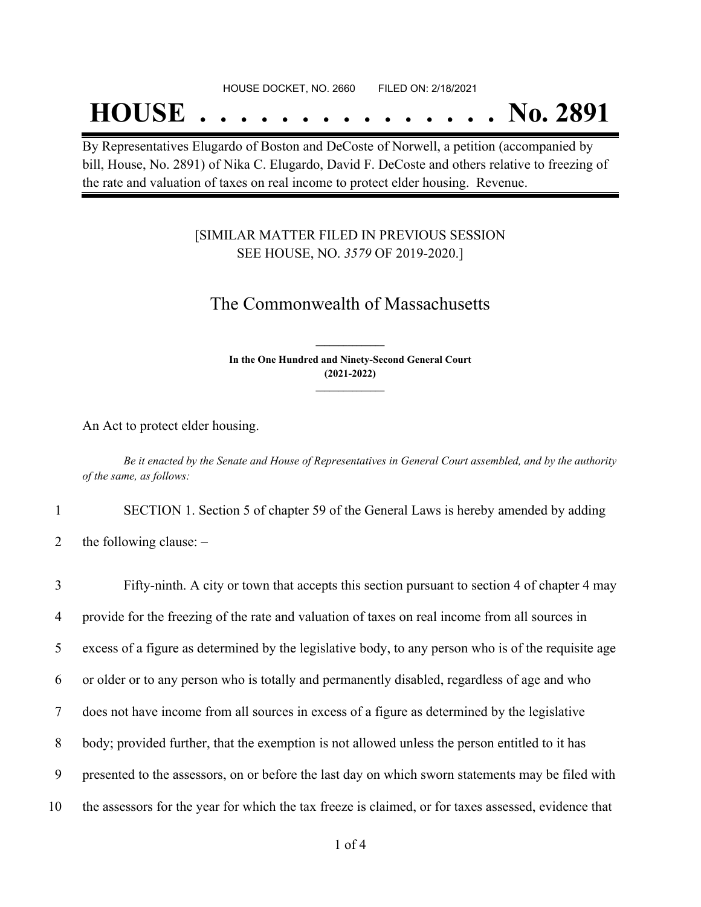HOUSE DOCKET, NO. 2660 FILED ON: 2/18/2021

# HOUSE . . . . . . . . . . . . . . . No. 2891

By Representatives Elugardo of Boston and DeCoste of Norwell, a petition (accompanied by bill, House, No. 2891) of Nika C. Elugardo, David F. DeCoste and others relative to freezing of the rate and valuation of taxes on real income to protect elder housing. Revenue.

[SIMILAR MATTER FILED IN PREVIOUS SESSION SEE HOUSE, NO. *3579* OF 2019-2020.]

## The Commonwealth of Massachusetts

**In the One Hundred and Ninety-Second General Court (2021-2022)**

An Act to protect elder housing.

*Be it enacted by the Senate and House of Representatives in General Court assembled, and by the authority of the same, as follows:*

1 SECTION 1. Section 5 of chapter 59 of the General Laws is hereby amended by adding
2 the following clause: –

3 Fifty-ninth. A city or town that accepts this section pursuant to section 4 of chapter 4 may
4 provide for the freezing of the rate and valuation of taxes on real income from all sources in
5 excess of a figure as determined by the legislative body, to any person who is of the requisite age
6 or older or to any person who is totally and permanently disabled, regardless of age and who
7 does not have income from all sources in excess of a figure as determined by the legislative
8 body; provided further, that the exemption is not allowed unless the person entitled to it has
9 presented to the assessors, on or before the last day on which sworn statements may be filed with
10 the assessors for the year for which the tax freeze is claimed, or for taxes assessed, evidence that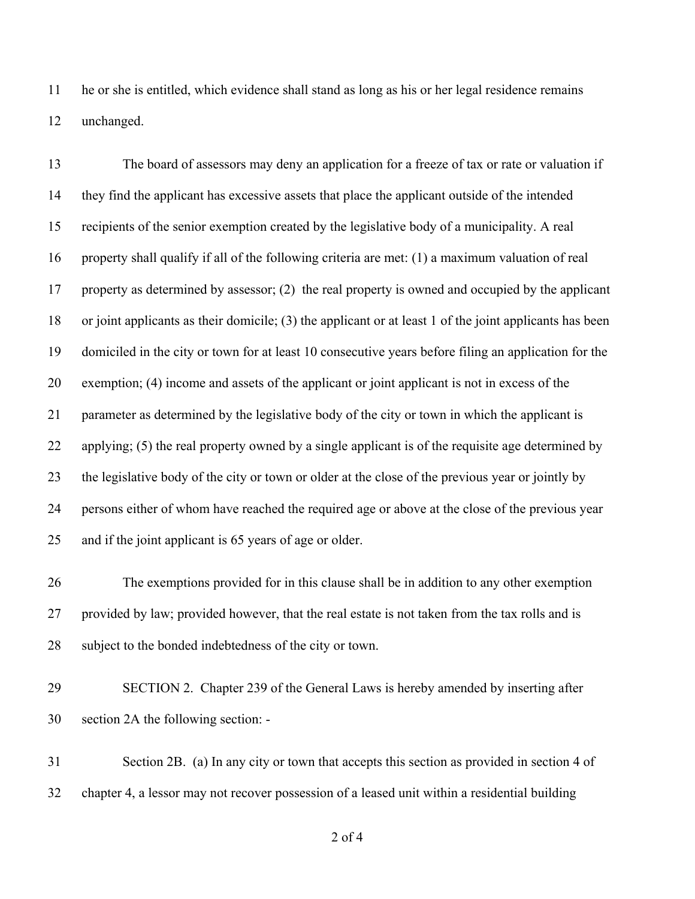he or she is entitled, which evidence shall stand as long as his or her legal residence remains unchanged.

The board of assessors may deny an application for a freeze of tax or rate or valuation if they find the applicant has excessive assets that place the applicant outside of the intended recipients of the senior exemption created by the legislative body of a municipality. A real property shall qualify if all of the following criteria are met: (1) a maximum valuation of real property as determined by assessor; (2) the real property is owned and occupied by the applicant or joint applicants as their domicile; (3) the applicant or at least 1 of the joint applicants has been domiciled in the city or town for at least 10 consecutive years before filing an application for the exemption; (4) income and assets of the applicant or joint applicant is not in excess of the parameter as determined by the legislative body of the city or town in which the applicant is applying; (5) the real property owned by a single applicant is of the requisite age determined by the legislative body of the city or town or older at the close of the previous year or jointly by persons either of whom have reached the required age or above at the close of the previous year and if the joint applicant is 65 years of age or older.

The exemptions provided for in this clause shall be in addition to any other exemption provided by law; provided however, that the real estate is not taken from the tax rolls and is subject to the bonded indebtedness of the city or town.

SECTION 2. Chapter 239 of the General Laws is hereby amended by inserting after section 2A the following section: -

Section 2B. (a) In any city or town that accepts this section as provided in section 4 of chapter 4, a lessor may not recover possession of a leased unit within a residential building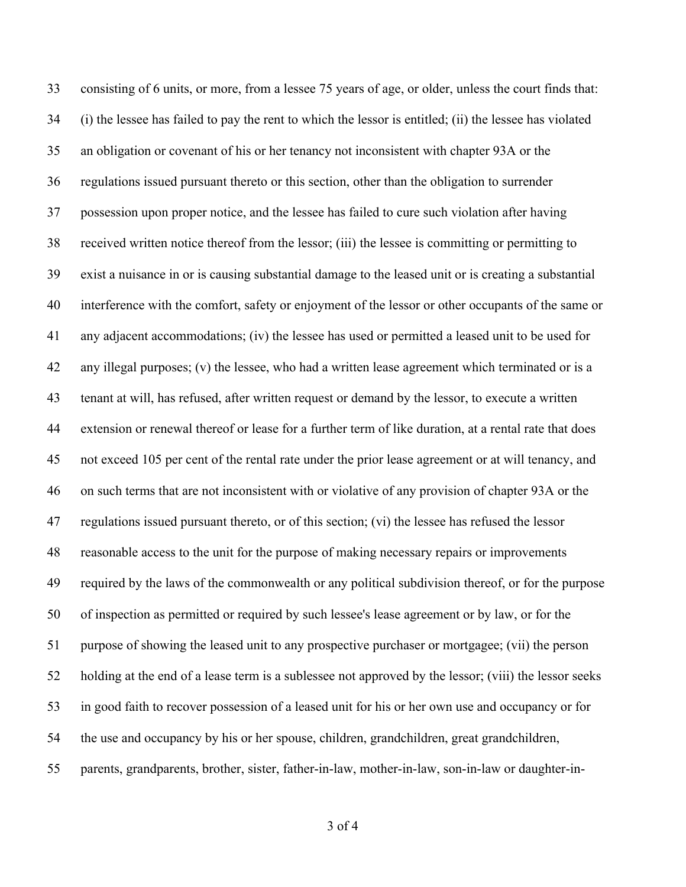consisting of 6 units, or more, from a lessee 75 years of age, or older, unless the court finds that: (i) the lessee has failed to pay the rent to which the lessor is entitled; (ii) the lessee has violated an obligation or covenant of his or her tenancy not inconsistent with chapter 93A or the regulations issued pursuant thereto or this section, other than the obligation to surrender possession upon proper notice, and the lessee has failed to cure such violation after having received written notice thereof from the lessor; (iii) the lessee is committing or permitting to exist a nuisance in or is causing substantial damage to the leased unit or is creating a substantial interference with the comfort, safety or enjoyment of the lessor or other occupants of the same or any adjacent accommodations; (iv) the lessee has used or permitted a leased unit to be used for any illegal purposes; (v) the lessee, who had a written lease agreement which terminated or is a tenant at will, has refused, after written request or demand by the lessor, to execute a written extension or renewal thereof or lease for a further term of like duration, at a rental rate that does not exceed 105 per cent of the rental rate under the prior lease agreement or at will tenancy, and on such terms that are not inconsistent with or violative of any provision of chapter 93A or the regulations issued pursuant thereto, or of this section; (vi) the lessee has refused the lessor reasonable access to the unit for the purpose of making necessary repairs or improvements required by the laws of the commonwealth or any political subdivision thereof, or for the purpose of inspection as permitted or required by such lessee's lease agreement or by law, or for the purpose of showing the leased unit to any prospective purchaser or mortgagee; (vii) the person holding at the end of a lease term is a sublessee not approved by the lessor; (viii) the lessor seeks in good faith to recover possession of a leased unit for his or her own use and occupancy or for the use and occupancy by his or her spouse, children, grandchildren, great grandchildren, parents, grandparents, brother, sister, father-in-law, mother-in-law, son-in-law or daughter-in-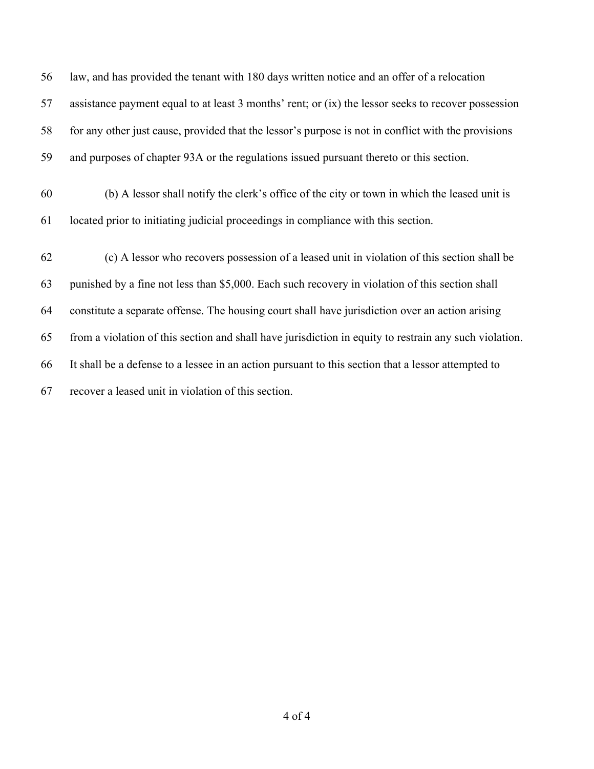law, and has provided the tenant with 180 days written notice and an offer of a relocation assistance payment equal to at least 3 months' rent; or (ix) the lessor seeks to recover possession for any other just cause, provided that the lessor's purpose is not in conflict with the provisions and purposes of chapter 93A or the regulations issued pursuant thereto or this section.

(b) A lessor shall notify the clerk's office of the city or town in which the leased unit is located prior to initiating judicial proceedings in compliance with this section.

(c) A lessor who recovers possession of a leased unit in violation of this section shall be punished by a fine not less than $5,000. Each such recovery in violation of this section shall constitute a separate offense. The housing court shall have jurisdiction over an action arising from a violation of this section and shall have jurisdiction in equity to restrain any such violation. It shall be a defense to a lessee in an action pursuant to this section that a lessor attempted to recover a leased unit in violation of this section.